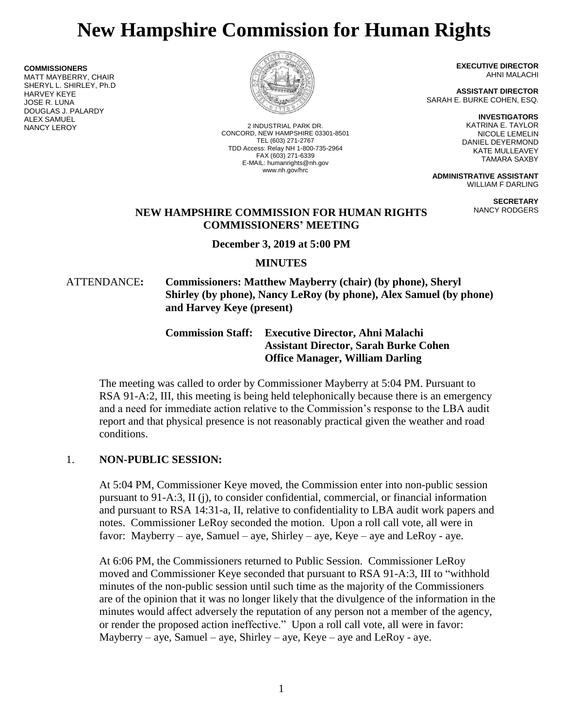# New Hampshire Commission for Human Rights

**COMMISSIONERS**
MATT MAYBERRY, CHAIR
SHERYL L. SHIRLEY, Ph.D
HARVEY KEYE
JOSE R. LUNA
DOUGLAS J. PALARDY
ALEX SAMUEL
NANCY LEROY

2 INDUSTRIAL PARK DR.
CONCORD, NEW HAMPSHIRE 03301-8501
TEL (603) 271-2767
TDD Access: Relay NH 1-800-735-2964
FAX (603) 271-6339
E-MAIL: humanrights@nh.gov
www.nh.gov/hrc

**EXECUTIVE DIRECTOR**
AHNI MALACHI

**ASSISTANT DIRECTOR**
SARAH E. BURKE COHEN, ESQ.

**INVESTIGATORS**
KATRINA E. TAYLOR
NICOLE LEMELIN
DANIEL DEYERMOND
KATE MULLEAVEY
TAMARA SAXBY

**ADMINISTRATIVE ASSISTANT**
WILLIAM F DARLING

**SECRETARY**
NANCY RODGERS

**NEW HAMPSHIRE COMMISSION FOR HUMAN RIGHTS**
**COMMISSIONERS' MEETING**

**December 3, 2019 at 5:00 PM**

**MINUTES**

ATTENDANCE: **Commissioners: Matthew Mayberry (chair) (by phone), Sheryl Shirley (by phone), Nancy LeRoy (by phone), Alex Samuel (by phone) and Harvey Keye (present)**

**Commission Staff: Executive Director, Ahni Malachi**
**Assistant Director, Sarah Burke Cohen**
**Office Manager, William Darling**

The meeting was called to order by Commissioner Mayberry at 5:04 PM. Pursuant to RSA 91-A:2, III, this meeting is being held telephonically because there is an emergency and a need for immediate action relative to the Commission's response to the LBA audit report and that physical presence is not reasonably practical given the weather and road conditions.

1. **NON-PUBLIC SESSION:**

At 5:04 PM, Commissioner Keye moved, the Commission enter into non-public session pursuant to 91-A:3, II (j), to consider confidential, commercial, or financial information and pursuant to RSA 14:31-a, II, relative to confidentiality to LBA audit work papers and notes. Commissioner LeRoy seconded the motion. Upon a roll call vote, all were in favor: Mayberry – aye, Samuel – aye, Shirley – aye, Keye – aye and LeRoy - aye.

At 6:06 PM, the Commissioners returned to Public Session. Commissioner LeRoy moved and Commissioner Keye seconded that pursuant to RSA 91-A:3, III to "withhold minutes of the non-public session until such time as the majority of the Commissioners are of the opinion that it was no longer likely that the divulgence of the information in the minutes would affect adversely the reputation of any person not a member of the agency, or render the proposed action ineffective." Upon a roll call vote, all were in favor: Mayberry – aye, Samuel – aye, Shirley – aye, Keye – aye and LeRoy - aye.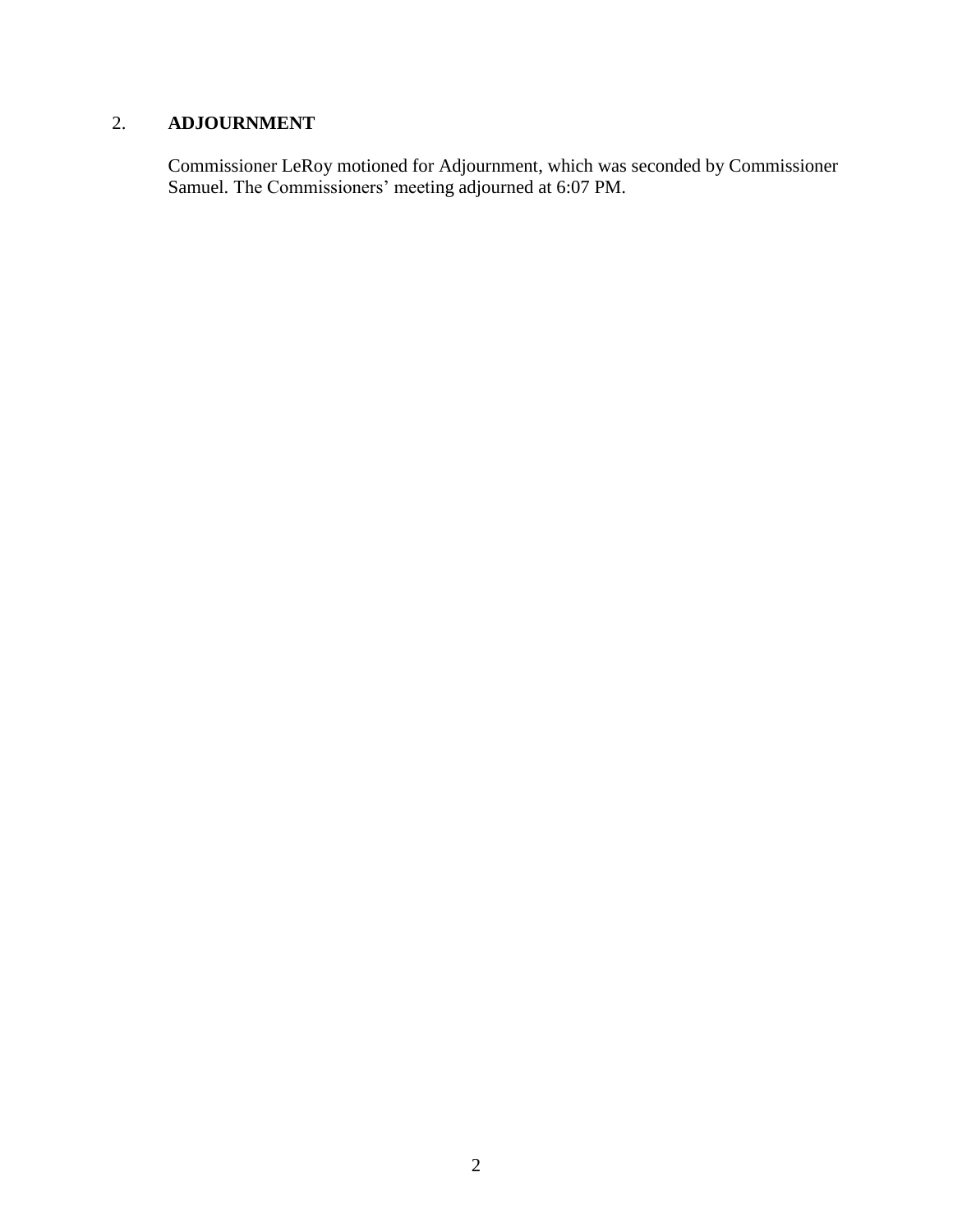## 2. **ADJOURNMENT**

Commissioner LeRoy motioned for Adjournment, which was seconded by Commissioner Samuel. The Commissioners' meeting adjourned at 6:07 PM.